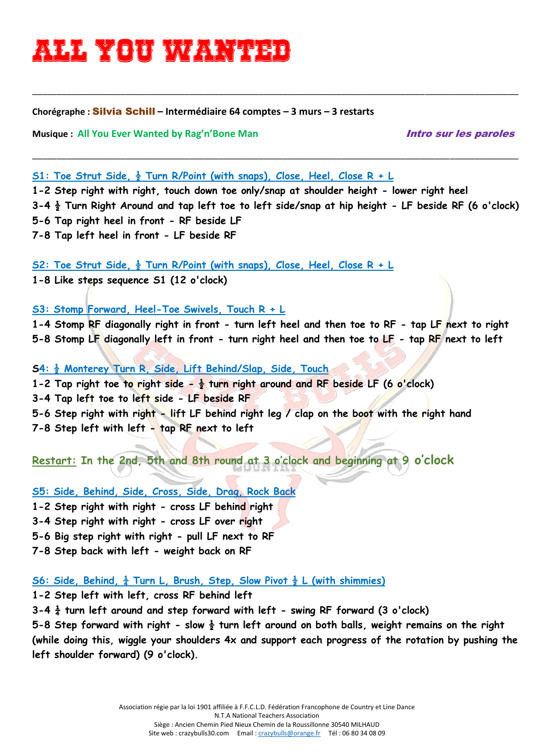# ALL YOU WANTED

**Chorégraphe : Silvia Schill – Intermédiaire 64 comptes – 3 murs – 3 restarts**

**Musique : All You Ever Wanted by Rag'n'Bone Man** ***Intro sur les paroles***

---

**S1: Toe Strut Side, ½ Turn R/Point (with snaps), Close, Heel, Close R + L**

**1-2 Step right with right, touch down toe only/snap at shoulder height - lower right heel**
**3-4 ½ Turn Right Around and tap left toe to left side/snap at hip height - LF beside RF (6 o'clock)**
**5-6 Tap right heel in front - RF beside LF**
**7-8 Tap left heel in front - LF beside RF**

**S2: Toe Strut Side, ½ Turn R/Point (with snaps), Close, Heel, Close R + L**

**1-8 Like steps sequence S1 (12 o'clock)**

**S3: Stomp Forward, Heel-Toe Swivels, Touch R + L**

**1-4 Stomp RF diagonally right in front - turn left heel and then toe to RF - tap LF next to right**
**5-8 Stomp LF diagonally left in front - turn right heel and then toe to LF - tap RF next to left**

**S4: ½ Monterey Turn R, Side, Lift Behind/Slap, Side, Touch**

**1-2 Tap right toe to right side - ½ turn right around and RF beside LF (6 o'clock)**
**3-4 Tap left toe to left side - LF beside RF**
**5-6 Step right with right - lift LF behind right leg / clap on the boot with the right hand**
**7-8 Step left with left - tap RF next to left**

**Restart: In the 2nd, 5th and 8th round at 3 o'clock and beginning at 9 o'clock**

**S5: Side, Behind, Side, Cross, Side, Drag, Rock Back**

**1-2 Step right with right - cross LF behind right**
**3-4 Step right with right - cross LF over right**
**5-6 Big step right with right - pull LF next to RF**
**7-8 Step back with left - weight back on RF**

**S6: Side, Behind, ¼ Turn L, Brush, Step, Slow Pivot ½ L (with shimmies)**

**1-2 Step left with left, cross RF behind left**
**3-4 ¼ turn left around and step forward with left - swing RF forward (3 o'clock)**
**5-8 Step forward with right - slow ½ turn left around on both balls, weight remains on the right (while doing this, wiggle your shoulders 4x and support each progress of the rotation by pushing the left shoulder forward) (9 o'clock).**

Association régie par la loi 1901 affiliée à F.F.C.L.D. Fédération Francophone de Country et Line Dance
N.T.A National Teachers Association
Siège : Ancien Chemin Pied Nieux Chemin de la Roussillonne 30540 MILHAUD
Site web : crazybulls30.com Email : crazybulls@orange.fr Tél : 06 80 34 08 09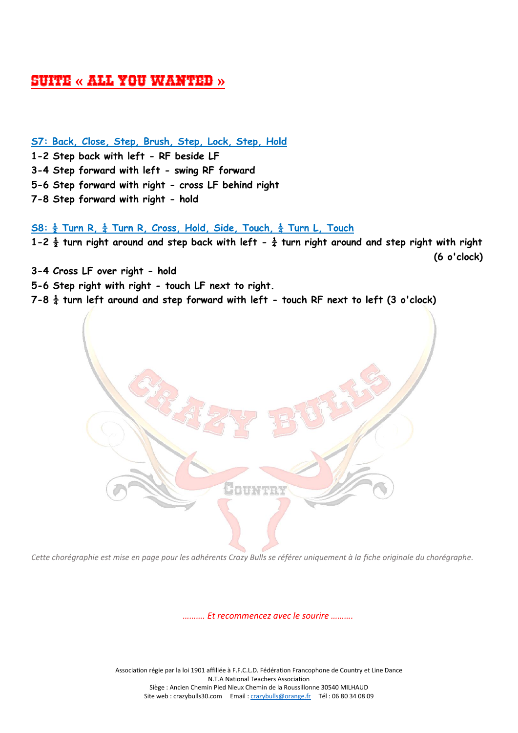# SUITE « ALL YOU WANTED »

**S7: Back, Close, Step, Brush, Step, Lock, Step, Hold**

**1-2 Step back with left - RF beside LF**
**3-4 Step forward with left - swing RF forward**
**5-6 Step forward with right - cross LF behind right**
**7-8 Step forward with right - hold**

**S8: ½ Turn R, ¼ Turn R, Cross, Hold, Side, Touch, ¼ Turn L, Touch**

**1-2 ½ turn right around and step back with left - ¼ turn right around and step right with right (6 o'clock)**
**3-4 Cross LF over right - hold**
**5-6 Step right with right - touch LF next to right.**
**7-8 ¼ turn left around and step forward with left - touch RF next to left (3 o'clock)**

*Cette chorégraphie est mise en page pour les adhérents Crazy Bulls se référer uniquement à la fiche originale du chorégraphe.*

*………. Et recommencez avec le sourire ……….*

Association régie par la loi 1901 affiliée à F.F.C.L.D. Fédération Francophone de Country et Line Dance
N.T.A National Teachers Association
Siège : Ancien Chemin Pied Nieux Chemin de la Roussillonne 30540 MILHAUD
Site web : crazybulls30.com Email : crazybulls@orange.fr Tél : 06 80 34 08 09